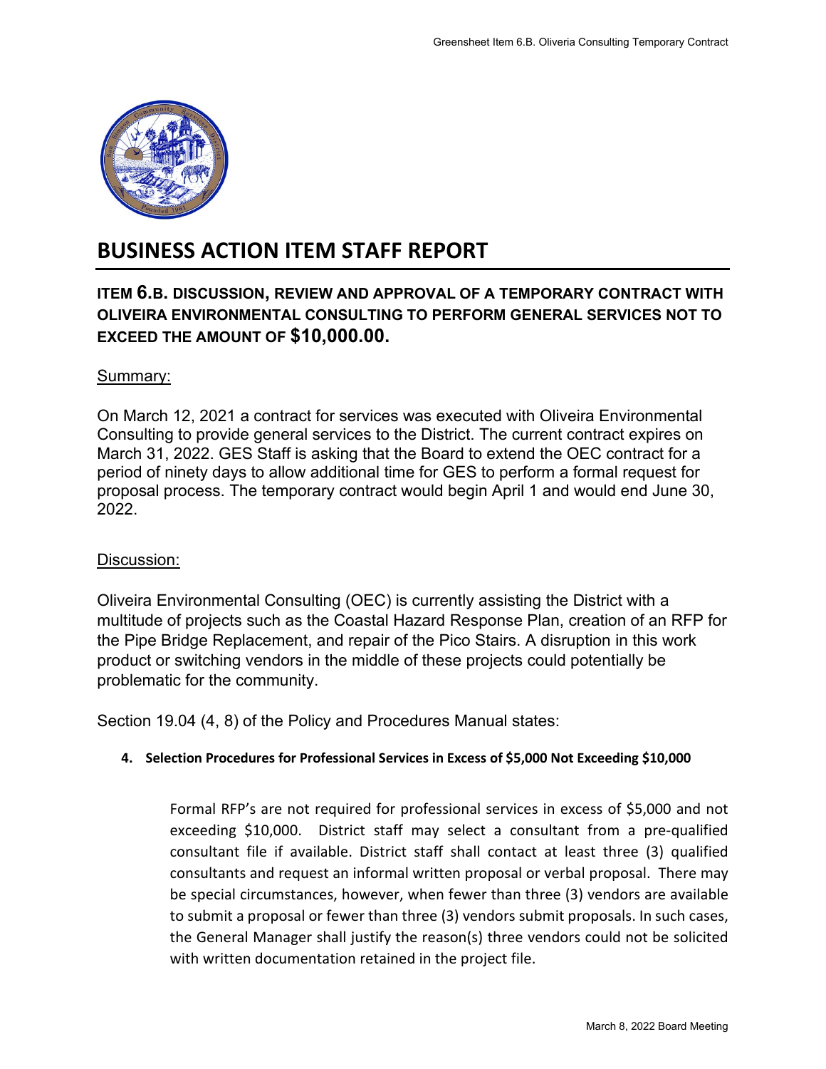# BUSINESS ACTION ITEM STAFF REPORT

### ITEM 6.B. DISCUSSION, REVIEW AND APPROVAL OF A TEMPORARY CONTRACT WITH OLIVEIRA ENVIRONMENTAL CONSULTING TO PERFORM GENERAL SERVICES NOT TO EXCEED THE AMOUNT OF $10,000.00.

Summary:

On March 12, 2021 a contract for services was executed with Oliveira Environmental Consulting to provide general services to the District. The current contract expires on March 31, 2022. GES Staff is asking that the Board to extend the OEC contract for a period of ninety days to allow additional time for GES to perform a formal request for proposal process. The temporary contract would begin April 1 and would end June 30, 2022.

Discussion:

Oliveira Environmental Consulting (OEC) is currently assisting the District with a multitude of projects such as the Coastal Hazard Response Plan, creation of an RFP for the Pipe Bridge Replacement, and repair of the Pico Stairs. A disruption in this work product or switching vendors in the middle of these projects could potentially be problematic for the community.

Section 19.04 (4, 8) of the Policy and Procedures Manual states:

**4. Selection Procedures for Professional Services in Excess of $5,000 Not Exceeding $10,000**

> Formal RFP's are not required for professional services in excess of $5,000 and not exceeding $10,000. District staff may select a consultant from a pre-qualified consultant file if available. District staff shall contact at least three (3) qualified consultants and request an informal written proposal or verbal proposal. There may be special circumstances, however, when fewer than three (3) vendors are available to submit a proposal or fewer than three (3) vendors submit proposals. In such cases, the General Manager shall justify the reason(s) three vendors could not be solicited with written documentation retained in the project file.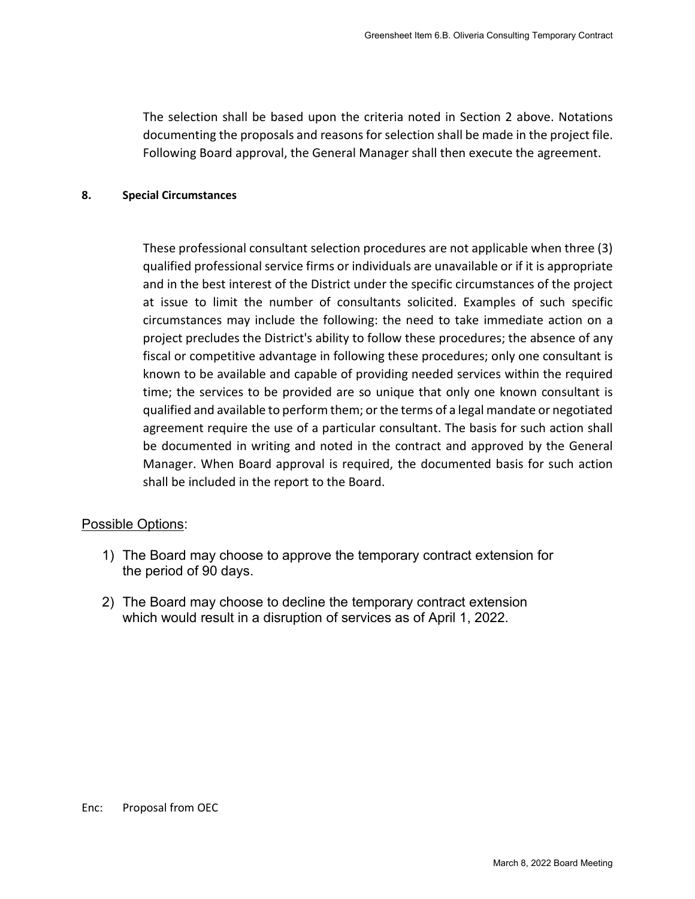The selection shall be based upon the criteria noted in Section 2 above. Notations documenting the proposals and reasons for selection shall be made in the project file. Following Board approval, the General Manager shall then execute the agreement.

**8. Special Circumstances**

These professional consultant selection procedures are not applicable when three (3) qualified professional service firms or individuals are unavailable or if it is appropriate and in the best interest of the District under the specific circumstances of the project at issue to limit the number of consultants solicited. Examples of such specific circumstances may include the following: the need to take immediate action on a project precludes the District's ability to follow these procedures; the absence of any fiscal or competitive advantage in following these procedures; only one consultant is known to be available and capable of providing needed services within the required time; the services to be provided are so unique that only one known consultant is qualified and available to perform them; or the terms of a legal mandate or negotiated agreement require the use of a particular consultant. The basis for such action shall be documented in writing and noted in the contract and approved by the General Manager. When Board approval is required, the documented basis for such action shall be included in the report to the Board.

Possible Options:

1) The Board may choose to approve the temporary contract extension for the period of 90 days.
2) The Board may choose to decline the temporary contract extension which would result in a disruption of services as of April 1, 2022.

Enc: Proposal from OEC